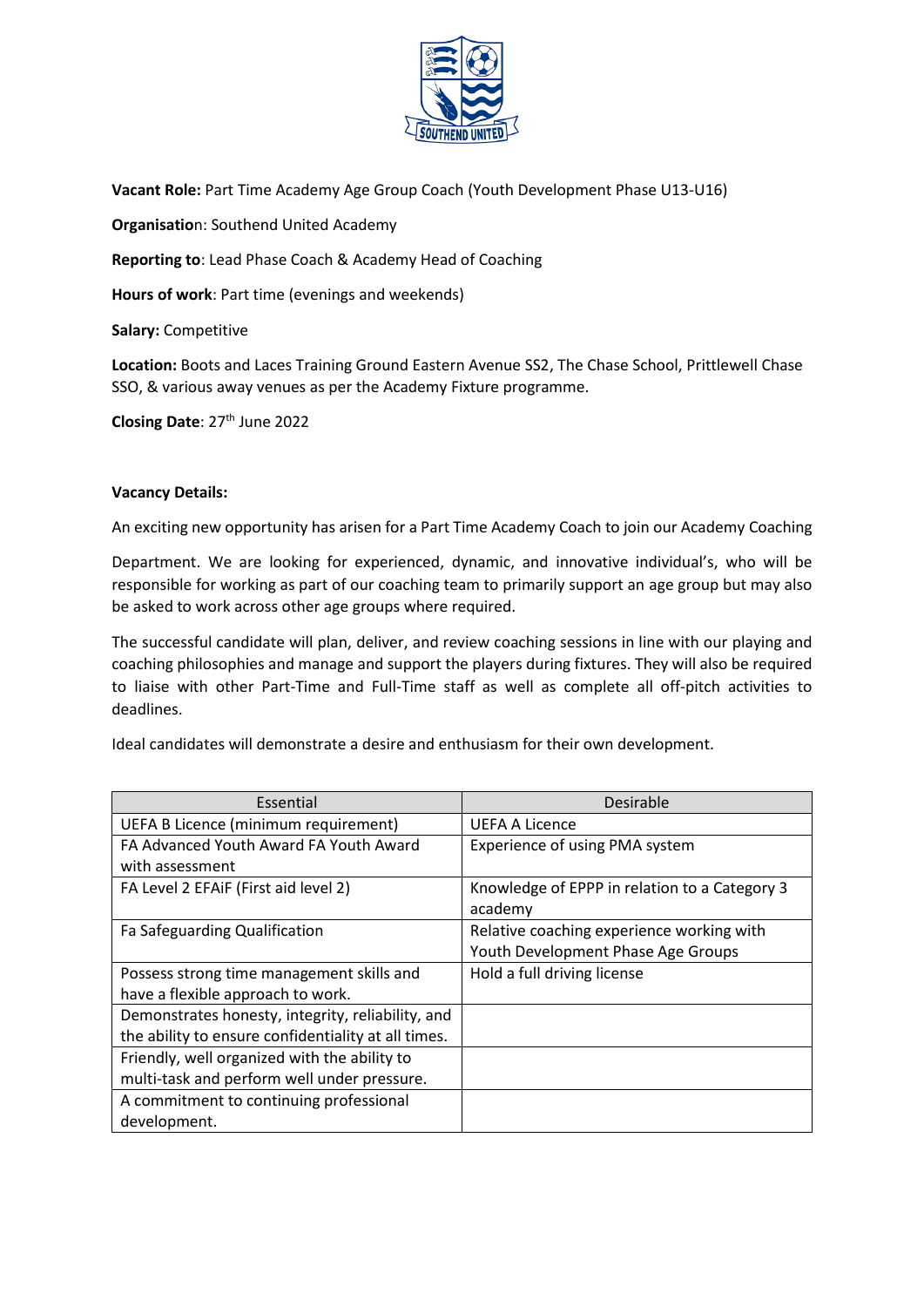**Vacant Role:** Part Time Academy Age Group Coach (Youth Development Phase U13-U16)

**Organisatio**n: Southend United Academy

**Reporting to**: Lead Phase Coach & Academy Head of Coaching

**Hours of work**: Part time (evenings and weekends)

**Salary:** Competitive

**Location:** Boots and Laces Training Ground Eastern Avenue SS2, The Chase School, Prittlewell Chase SSO, & various away venues as per the Academy Fixture programme.

**Closing Date**: 27th June 2022

**Vacancy Details:**

An exciting new opportunity has arisen for a Part Time Academy Coach to join our Academy Coaching

Department. We are looking for experienced, dynamic, and innovative individual's, who will be responsible for working as part of our coaching team to primarily support an age group but may also be asked to work across other age groups where required.

The successful candidate will plan, deliver, and review coaching sessions in line with our playing and coaching philosophies and manage and support the players during fixtures. They will also be required to liaise with other Part-Time and Full-Time staff as well as complete all off-pitch activities to deadlines.

Ideal candidates will demonstrate a desire and enthusiasm for their own development.

| Essential | Desirable |
|---|---|
| UEFA B Licence (minimum requirement) | UEFA A Licence |
| FA Advanced Youth Award FA Youth Award with assessment | Experience of using PMA system |
| FA Level 2 EFAiF (First aid level 2) | Knowledge of EPPP in relation to a Category 3 academy |
| Fa Safeguarding Qualification | Relative coaching experience working with Youth Development Phase Age Groups |
| Possess strong time management skills and have a flexible approach to work. | Hold a full driving license |
| Demonstrates honesty, integrity, reliability, and the ability to ensure confidentiality at all times. | |
| Friendly, well organized with the ability to multi-task and perform well under pressure. | |
| A commitment to continuing professional development. | |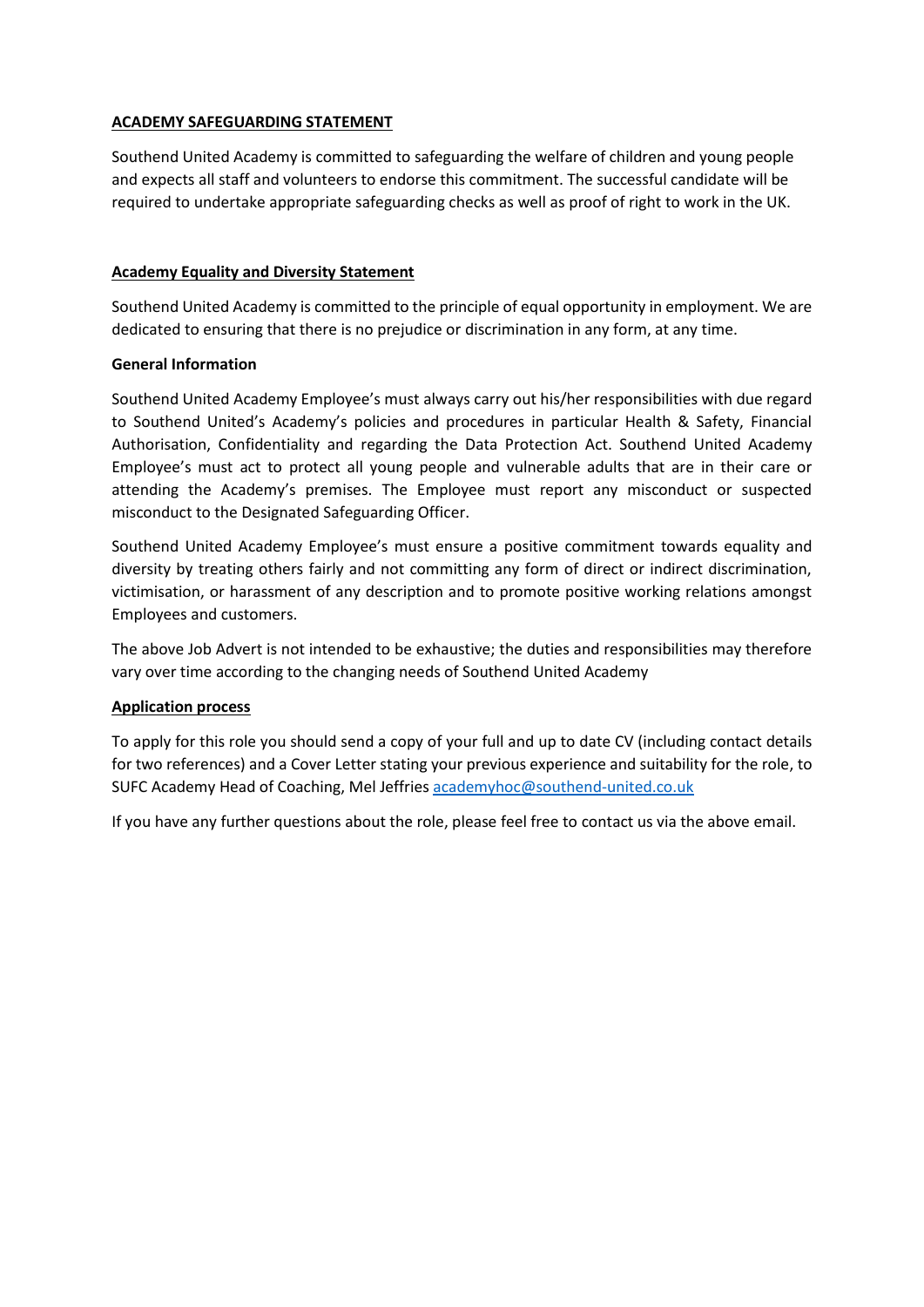**ACADEMY SAFEGUARDING STATEMENT**

Southend United Academy is committed to safeguarding the welfare of children and young people and expects all staff and volunteers to endorse this commitment. The successful candidate will be required to undertake appropriate safeguarding checks as well as proof of right to work in the UK.

**Academy Equality and Diversity Statement**

Southend United Academy is committed to the principle of equal opportunity in employment. We are dedicated to ensuring that there is no prejudice or discrimination in any form, at any time.

**General Information**

Southend United Academy Employee's must always carry out his/her responsibilities with due regard to Southend United's Academy's policies and procedures in particular Health & Safety, Financial Authorisation, Confidentiality and regarding the Data Protection Act. Southend United Academy Employee's must act to protect all young people and vulnerable adults that are in their care or attending the Academy's premises. The Employee must report any misconduct or suspected misconduct to the Designated Safeguarding Officer.

Southend United Academy Employee's must ensure a positive commitment towards equality and diversity by treating others fairly and not committing any form of direct or indirect discrimination, victimisation, or harassment of any description and to promote positive working relations amongst Employees and customers.

The above Job Advert is not intended to be exhaustive; the duties and responsibilities may therefore vary over time according to the changing needs of Southend United Academy

**Application process**

To apply for this role you should send a copy of your full and up to date CV (including contact details for two references) and a Cover Letter stating your previous experience and suitability for the role, to SUFC Academy Head of Coaching, Mel Jeffries academyhoc@southend-united.co.uk

If you have any further questions about the role, please feel free to contact us via the above email.